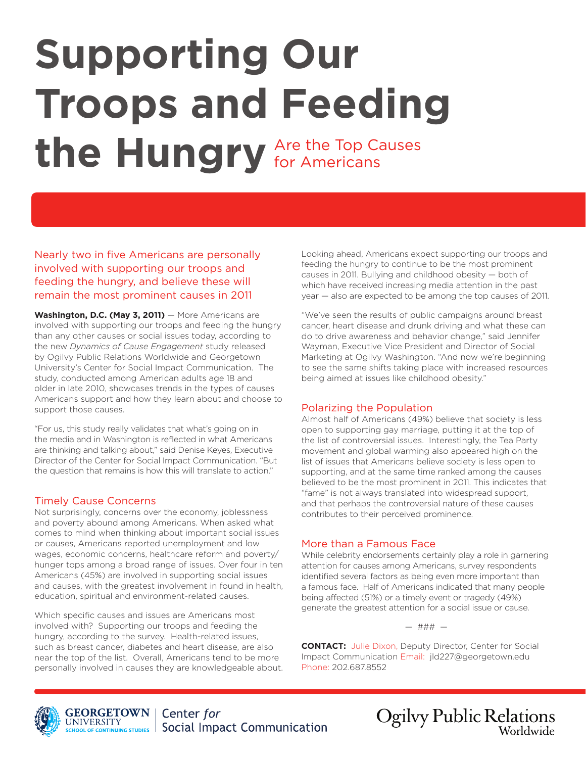# Supporting Our Troops and Feeding the Hungry Are the Top Causes for Americans

## Nearly two in five Americans are personally involved with supporting our troops and feeding the hungry, and believe these will remain the most prominent causes in 2011

**Washington, D.C. (May 3, 2011)** — More Americans are involved with supporting our troops and feeding the hungry than any other causes or social issues today, according to the new *Dynamics of Cause Engagement* study released by Ogilvy Public Relations Worldwide and Georgetown University's Center for Social Impact Communication. The study, conducted among American adults age 18 and older in late 2010, showcases trends in the types of causes Americans support and how they learn about and choose to support those causes.

"For us, this study really validates that what's going on in the media and in Washington is reflected in what Americans are thinking and talking about," said Denise Keyes, Executive Director of the Center for Social Impact Communication. "But the question that remains is how this will translate to action."

### Timely Cause Concerns

Not surprisingly, concerns over the economy, joblessness and poverty abound among Americans. When asked what comes to mind when thinking about important social issues or causes, Americans reported unemployment and low wages, economic concerns, healthcare reform and poverty/hunger tops among a broad range of issues. Over four in ten Americans (45%) are involved in supporting social issues and causes, with the greatest involvement in found in health, education, spiritual and environment-related causes.

Which specific causes and issues are Americans most involved with? Supporting our troops and feeding the hungry, according to the survey. Health-related issues, such as breast cancer, diabetes and heart disease, are also near the top of the list. Overall, Americans tend to be more personally involved in causes they are knowledgeable about.

Looking ahead, Americans expect supporting our troops and feeding the hungry to continue to be the most prominent causes in 2011. Bullying and childhood obesity — both of which have received increasing media attention in the past year — also are expected to be among the top causes of 2011.

"We've seen the results of public campaigns around breast cancer, heart disease and drunk driving and what these can do to drive awareness and behavior change," said Jennifer Wayman, Executive Vice President and Director of Social Marketing at Ogilvy Washington. "And now we're beginning to see the same shifts taking place with increased resources being aimed at issues like childhood obesity."

### Polarizing the Population

Almost half of Americans (49%) believe that society is less open to supporting gay marriage, putting it at the top of the list of controversial issues. Interestingly, the Tea Party movement and global warming also appeared high on the list of issues that Americans believe society is less open to supporting, and at the same time ranked among the causes believed to be the most prominent in 2011. This indicates that "fame" is not always translated into widespread support, and that perhaps the controversial nature of these causes contributes to their perceived prominence.

### More than a Famous Face

While celebrity endorsements certainly play a role in garnering attention for causes among Americans, survey respondents identified several factors as being even more important than a famous face. Half of Americans indicated that many people being affected (51%) or a timely event or tragedy (49%) generate the greatest attention for a social issue or cause.

— ### —

**CONTACT:** Julie Dixon, Deputy Director, Center for Social Impact Communication Email: jld227@georgetown.edu Phone: 202.687.8552

Georgetown University School of Continuing Studies | Center *for* Social Impact Communication

Ogilvy Public Relations Worldwide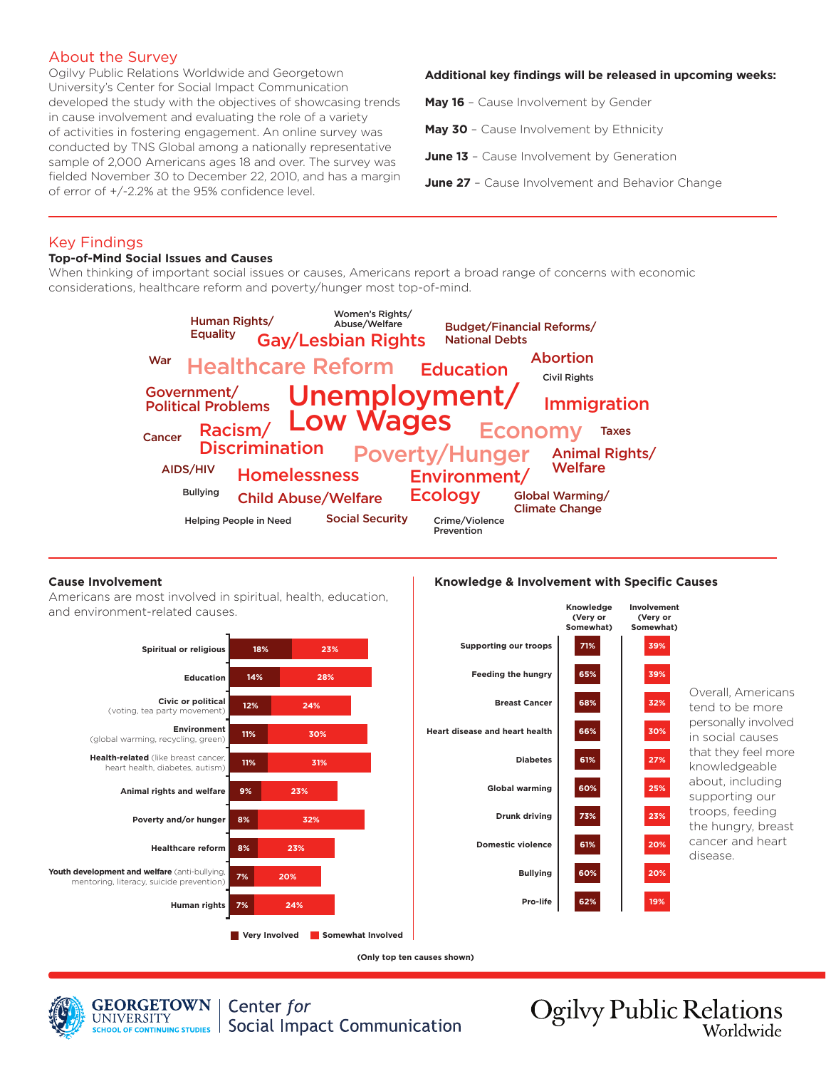## About the Survey

Ogilvy Public Relations Worldwide and Georgetown University's Center for Social Impact Communication developed the study with the objectives of showcasing trends in cause involvement and evaluating the role of a variety of activities in fostering engagement. An online survey was conducted by TNS Global among a nationally representative sample of 2,000 Americans ages 18 and over. The survey was fielded November 30 to December 22, 2010, and has a margin of error of +/-2.2% at the 95% confidence level.

**Additional key findings will be released in upcoming weeks:**

**May 16** – Cause Involvement by Gender

**May 30** – Cause Involvement by Ethnicity

**June 13** – Cause Involvement by Generation

**June 27** – Cause Involvement and Behavior Change

## Key Findings

**Top-of-Mind Social Issues and Causes**

When thinking of important social issues or causes, Americans report a broad range of concerns with economic considerations, healthcare reform and poverty/hunger most top-of-mind.

Human Rights/Equality · Women's Rights/Abuse/Welfare · Gay/Lesbian Rights · Budget/Financial Reforms/National Debts · War · Healthcare Reform · Education · Abortion · Civil Rights · Government/Political Problems · Unemployment/Low Wages · Immigration · Cancer · Racism/Discrimination · Economy · Taxes · Poverty/Hunger · Animal Rights/Welfare · AIDS/HIV · Homelessness · Environment/Ecology · Bullying · Child Abuse/Welfare · Global Warming/Climate Change · Helping People in Need · Social Security · Crime/Violence Prevention

### Cause Involvement

Americans are most involved in spiritual, health, education, and environment-related causes.

| Cause | Very Involved | Somewhat Involved |
|---|---|---|
| Spiritual or religious | 18% | 23% |
| Education | 14% | 28% |
| Civic or political (voting, tea party movement) | 12% | 24% |
| Environment (global warming, recycling, green) | 11% | 30% |
| Health-related (like breast cancer, heart health, diabetes, autism) | 11% | 31% |
| Animal rights and welfare | 9% | 23% |
| Poverty and/or hunger | 8% | 32% |
| Healthcare reform | 8% | 23% |
| Youth development and welfare (anti-bullying, mentoring, literacy, suicide prevention) | 7% | 20% |
| Human rights | 7% | 24% |

(Only top ten causes shown)

### Knowledge & Involvement with Specific Causes

| Cause | Knowledge (Very or Somewhat) | Involvement (Very or Somewhat) |
|---|---|---|
| Supporting our troops | 71% | 39% |
| Feeding the hungry | 65% | 39% |
| Breast Cancer | 68% | 32% |
| Heart disease and heart health | 66% | 30% |
| Diabetes | 61% | 27% |
| Global warming | 60% | 25% |
| Drunk driving | 73% | 23% |
| Domestic violence | 61% | 20% |
| Bullying | 60% | 20% |
| Pro-life | 62% | 19% |

Overall, Americans tend to be more personally involved in social causes that they feel more knowledgeable about, including supporting our troops, feeding the hungry, breast cancer and heart disease.

Georgetown University School of Continuing Studies | Center *for* Social Impact Communication

Ogilvy Public Relations Worldwide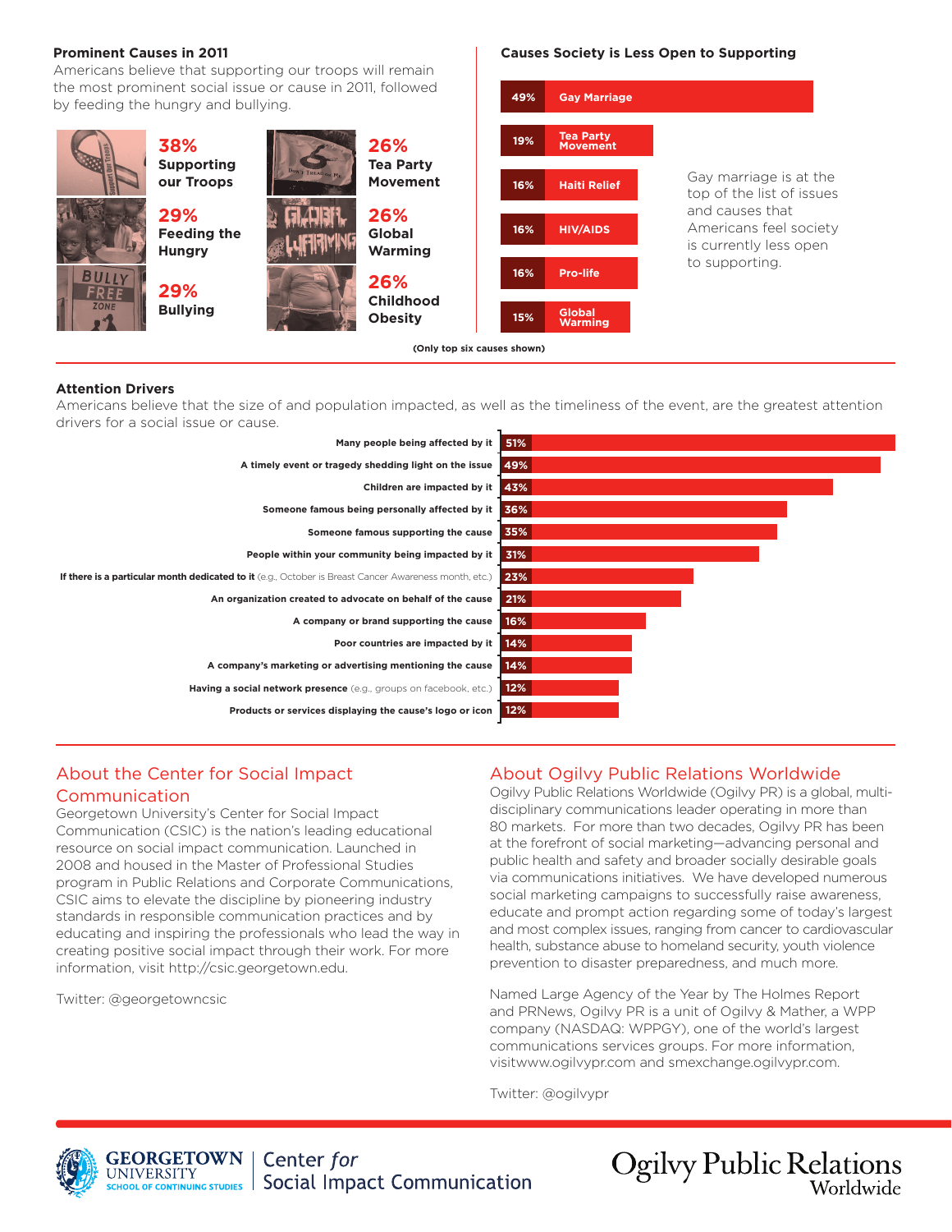### Prominent Causes in 2011

Americans believe that supporting our troops will remain the most prominent social issue or cause in 2011, followed by feeding the hungry and bullying.

38%
Supporting our Troops

29%
Feeding the Hungry

29%
Bullying

26%
Tea Party Movement

26%
Global Warming

26%
Childhood Obesity

### Causes Society is Less Open to Supporting

49% Gay Marriage
19% Tea Party Movement
16% Haiti Relief
16% HIV/AIDS
16% Pro-life
15% Global Warming

Gay marriage is at the top of the list of issues and causes that Americans feel society is currently less open to supporting.

(Only top six causes shown)

### Attention Drivers

Americans believe that the size of and population impacted, as well as the timeliness of the event, are the greatest attention drivers for a social issue or cause.

Many people being affected by it 51%
A timely event or tragedy shedding light on the issue 49%
Children are impacted by it 43%
Someone famous being personally affected by it 36%
Someone famous supporting the cause 35%
People within your community being impacted by it 31%
If there is a particular month dedicated to it (e.g., October is Breast Cancer Awareness month, etc.) 23%
An organization created to advocate on behalf of the cause 21%
A company or brand supporting the cause 16%
Poor countries are impacted by it 14%
A company's marketing or advertising mentioning the cause 14%
Having a social network presence (e.g., groups on facebook, etc.) 12%
Products or services displaying the cause's logo or icon 12%

## About the Center for Social Impact Communication

Georgetown University's Center for Social Impact Communication (CSIC) is the nation's leading educational resource on social impact communication. Launched in 2008 and housed in the Master of Professional Studies program in Public Relations and Corporate Communications, CSIC aims to elevate the discipline by pioneering industry standards in responsible communication practices and by educating and inspiring the professionals who lead the way in creating positive social impact through their work. For more information, visit http://csic.georgetown.edu.

Twitter: @georgetowncsic

## About Ogilvy Public Relations Worldwide

Ogilvy Public Relations Worldwide (Ogilvy PR) is a global, multi-disciplinary communications leader operating in more than 80 markets. For more than two decades, Ogilvy PR has been at the forefront of social marketing—advancing personal and public health and safety and broader socially desirable goals via communications initiatives. We have developed numerous social marketing campaigns to successfully raise awareness, educate and prompt action regarding some of today's largest and most complex issues, ranging from cancer to cardiovascular health, substance abuse to homeland security, youth violence prevention to disaster preparedness, and much more.

Named Large Agency of the Year by The Holmes Report and PRNews, Ogilvy PR is a unit of Ogilvy & Mather, a WPP company (NASDAQ: WPPGY), one of the world's largest communications services groups. For more information, visitwww.ogilvypr.com and smexchange.ogilvypr.com.

Twitter: @ogilvypr

GEORGETOWN UNIVERSITY SCHOOL OF CONTINUING STUDIES | Center *for* Social Impact Communication

Ogilvy Public Relations Worldwide